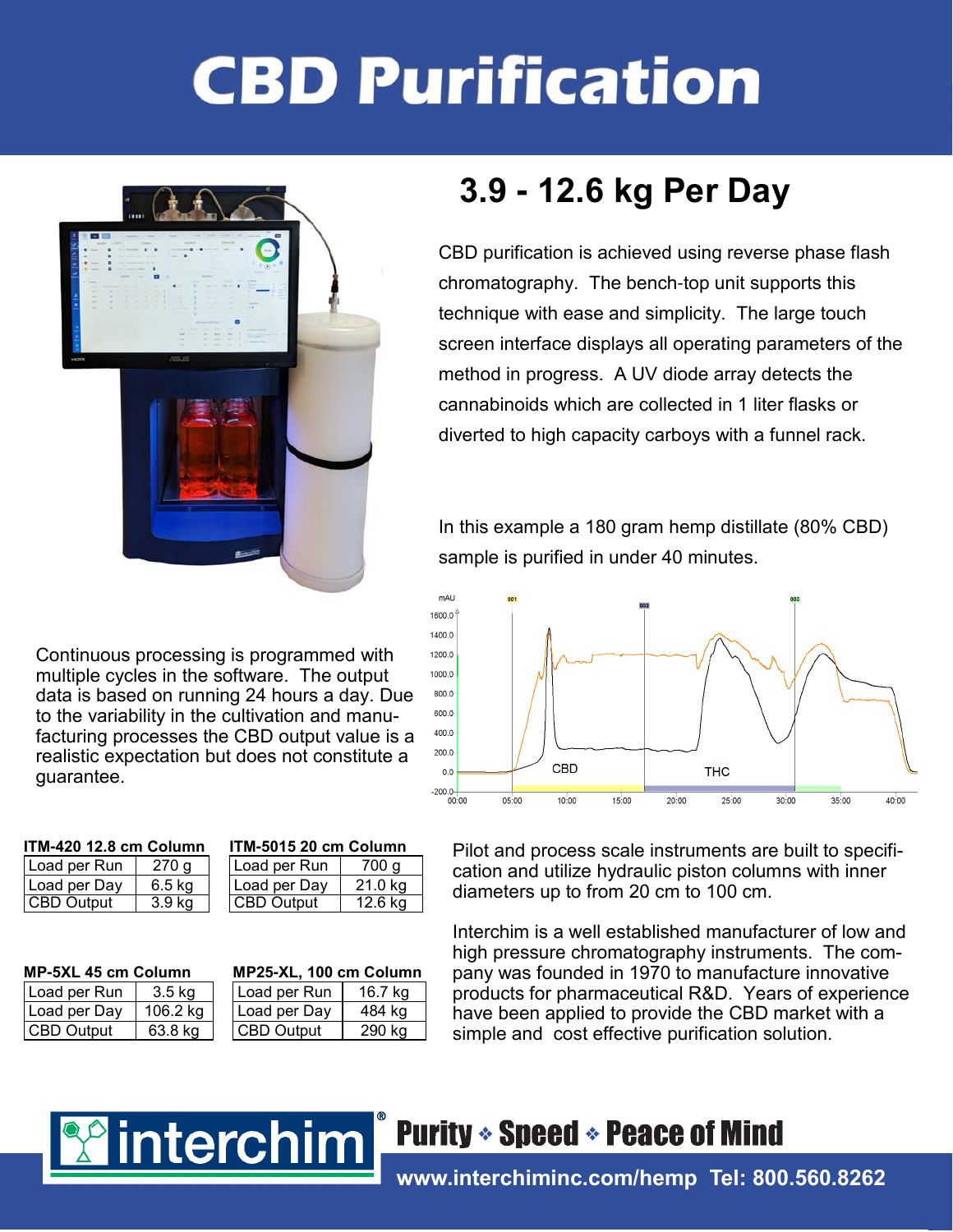# CBD Purification

## 3.9 - 12.6 kg Per Day

CBD purification is achieved using reverse phase flash chromatography. The bench-top unit supports this technique with ease and simplicity. The large touch screen interface displays all operating parameters of the method in progress. A UV diode array detects the cannabinoids which are collected in 1 liter flasks or diverted to high capacity carboys with a funnel rack.

In this example a 180 gram hemp distillate (80% CBD) sample is purified in under 40 minutes.

Continuous processing is programmed with multiple cycles in the software. The output data is based on running 24 hours a day. Due to the variability in the cultivation and manufacturing processes the CBD output value is a realistic expectation but does not constitute a guarantee.

**ITM-420 12.8 cm Column**

| Load per Run | 270 g |
|---|---|
| Load per Day | 6.5 kg |
| CBD Output | 3.9 kg |

**ITM-5015 20 cm Column**

| Load per Run | 700 g |
|---|---|
| Load per Day | 21.0 kg |
| CBD Output | 12.6 kg |

**MP-5XL 45 cm Column**

| Load per Run | 3.5 kg |
|---|---|
| Load per Day | 106.2 kg |
| CBD Output | 63.8 kg |

**MP25-XL, 100 cm Column**

| Load per Run | 16.7 kg |
|---|---|
| Load per Day | 484 kg |
| CBD Output | 290 kg |

Pilot and process scale instruments are built to specification and utilize hydraulic piston columns with inner diameters up to from 20 cm to 100 cm.

Interchim is a well established manufacturer of low and high pressure chromatography instruments. The company was founded in 1970 to manufacture innovative products for pharmaceutical R&D. Years of experience have been applied to provide the CBD market with a simple and cost effective purification solution.

interchim®

**Purity ❖ Speed ❖ Peace of Mind**

**www.interchiminc.com/hemp Tel: 800.560.8262**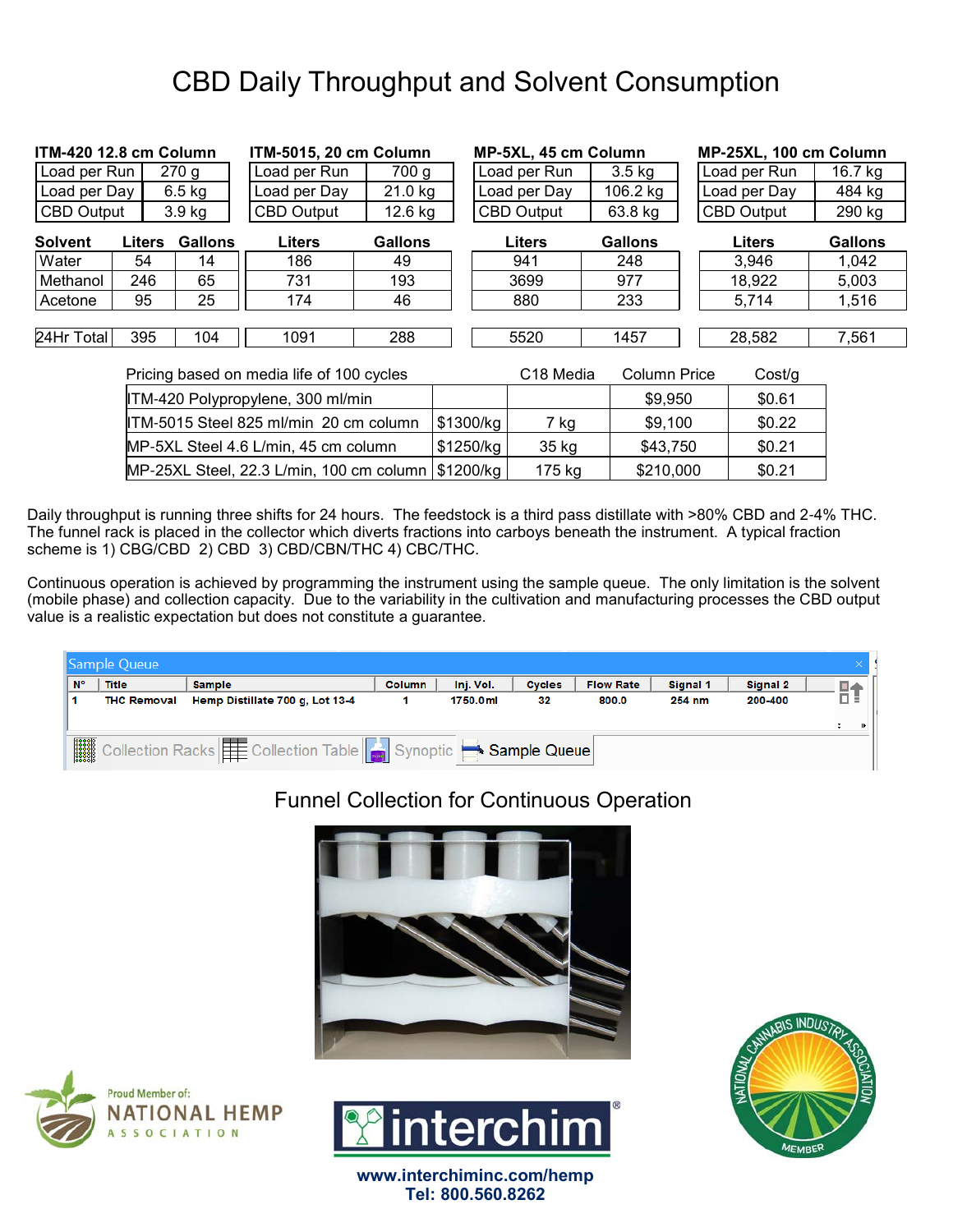# CBD Daily Throughput and Solvent Consumption

| ITM-420 12.8 cm Column | | ITM-5015, 20 cm Column | | MP-5XL, 45 cm Column | | MP-25XL, 100 cm Column | |
|---|---|---|---|---|---|---|---|
| Load per Run | 270 g | Load per Run | 700 g | Load per Run | 3.5 kg | Load per Run | 16.7 kg |
| Load per Day | 6.5 kg | Load per Day | 21.0 kg | Load per Day | 106.2 kg | Load per Day | 484 kg |
| CBD Output | 3.9 kg | CBD Output | 12.6 kg | CBD Output | 63.8 kg | CBD Output | 290 kg |

| Solvent | Liters | Gallons | Liters | Gallons | Liters | Gallons | Liters | Gallons |
|---|---|---|---|---|---|---|---|---|
| Water | 54 | 14 | 186 | 49 | 941 | 248 | 3,946 | 1,042 |
| Methanol | 246 | 65 | 731 | 193 | 3699 | 977 | 18,922 | 5,003 |
| Acetone | 95 | 25 | 174 | 46 | 880 | 233 | 5,714 | 1,516 |
| 24Hr Total | 395 | 104 | 1091 | 288 | 5520 | 1457 | 28,582 | 7,561 |

| Pricing based on media life of 100 cycles | | C18 Media | Column Price | Cost/g |
|---|---|---|---|---|
| ITM-420 Polypropylene, 300 ml/min | | | $9,950 | $0.61 |
| ITM-5015 Steel 825 ml/min 20 cm column | $1300/kg | 7 kg | $9,100 | $0.22 |
| MP-5XL Steel 4.6 L/min, 45 cm column | $1250/kg | 35 kg | $43,750 | $0.21 |
| MP-25XL Steel, 22.3 L/min, 100 cm column | $1200/kg | 175 kg | $210,000 | $0.21 |

Daily throughput is running three shifts for 24 hours. The feedstock is a third pass distillate with >80% CBD and 2-4% THC. The funnel rack is placed in the collector which diverts fractions into carboys beneath the instrument. A typical fraction scheme is 1) CBG/CBD 2) CBD 3) CBD/CBN/THC 4) CBC/THC.

Continuous operation is achieved by programming the instrument using the sample queue. The only limitation is the solvent (mobile phase) and collection capacity. Due to the variability in the cultivation and manufacturing processes the CBD output value is a realistic expectation but does not constitute a guarantee.

Sample Queue

| N° | Title | Sample | Column | Inj. Vol. | Cycles | Flow Rate | Signal 1 | Signal 2 |
|---|---|---|---|---|---|---|---|---|
| 1 | THC Removal | Hemp Distillate 700 g, Lot 13-4 | 1 | 1750.0ml | 32 | 800.0 | 254 nm | 200-400 |

Collection Racks | Collection Table | Synoptic | Sample Queue

Funnel Collection for Continuous Operation

Proud Member of: NATIONAL HEMP ASSOCIATION

interchim®

NATIONAL CANNABIS INDUSTRY ASSOCIATION MEMBER

**www.interchiminc.com/hemp**
**Tel: 800.560.8262**